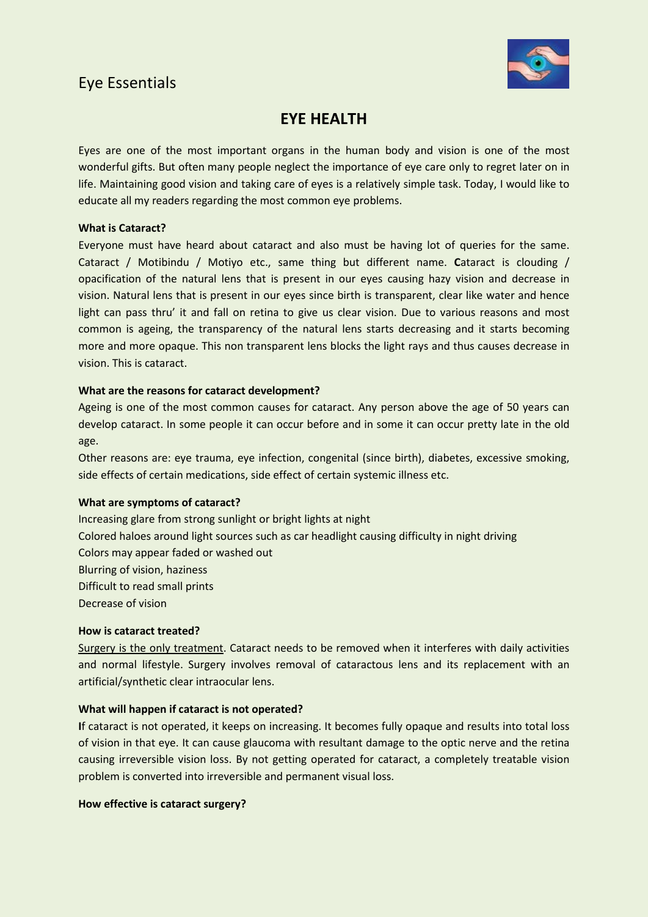Eye Essentials

# EYE HEALTH

Eyes are one of the most important organs in the human body and vision is one of the most wonderful gifts. But often many people neglect the importance of eye care only to regret later on in life. Maintaining good vision and taking care of eyes is a relatively simple task. Today, I would like to educate all my readers regarding the most common eye problems.

**What is Cataract?**

Everyone must have heard about cataract and also must be having lot of queries for the same. Cataract / Motibindu / Motiyo etc., same thing but different name. **C**ataract is clouding / opacification of the natural lens that is present in our eyes causing hazy vision and decrease in vision. Natural lens that is present in our eyes since birth is transparent, clear like water and hence light can pass thru' it and fall on retina to give us clear vision. Due to various reasons and most common is ageing, the transparency of the natural lens starts decreasing and it starts becoming more and more opaque. This non transparent lens blocks the light rays and thus causes decrease in vision. This is cataract.

**What are the reasons for cataract development?**

Ageing is one of the most common causes for cataract. Any person above the age of 50 years can develop cataract. In some people it can occur before and in some it can occur pretty late in the old age.

Other reasons are: eye trauma, eye infection, congenital (since birth), diabetes, excessive smoking, side effects of certain medications, side effect of certain systemic illness etc.

**What are symptoms of cataract?**

Increasing glare from strong sunlight or bright lights at night
Colored haloes around light sources such as car headlight causing difficulty in night driving
Colors may appear faded or washed out
Blurring of vision, haziness
Difficult to read small prints
Decrease of vision

**How is cataract treated?**

<u>Surgery is the only treatment</u>. Cataract needs to be removed when it interferes with daily activities and normal lifestyle. Surgery involves removal of cataractous lens and its replacement with an artificial/synthetic clear intraocular lens.

**What will happen if cataract is not operated?**

**I**f cataract is not operated, it keeps on increasing. It becomes fully opaque and results into total loss of vision in that eye. It can cause glaucoma with resultant damage to the optic nerve and the retina causing irreversible vision loss. By not getting operated for cataract, a completely treatable vision problem is converted into irreversible and permanent visual loss.

**How effective is cataract surgery?**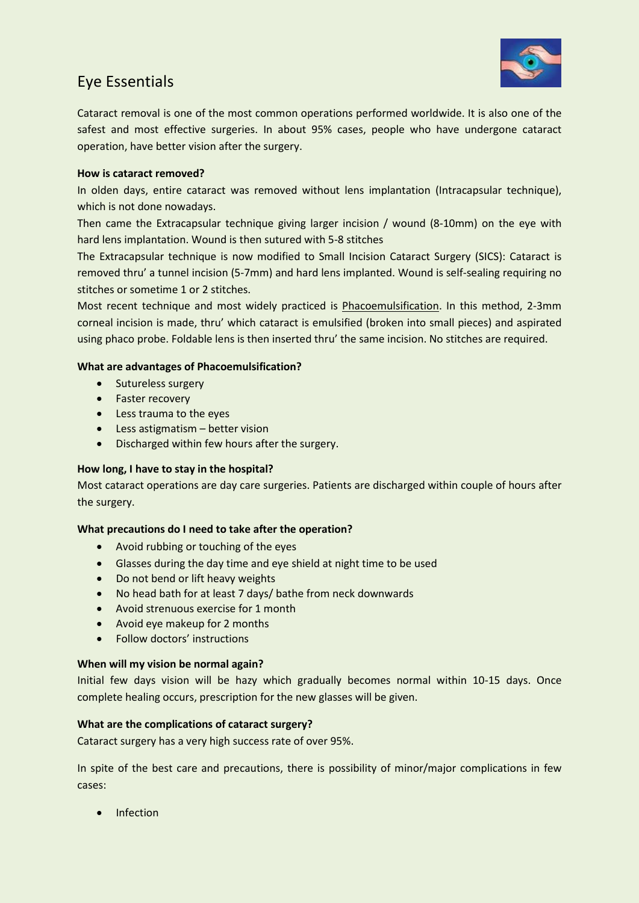# Eye Essentials

Cataract removal is one of the most common operations performed worldwide. It is also one of the safest and most effective surgeries. In about 95% cases, people who have undergone cataract operation, have better vision after the surgery.

**How is cataract removed?**

In olden days, entire cataract was removed without lens implantation (Intracapsular technique), which is not done nowadays.

Then came the Extracapsular technique giving larger incision / wound (8-10mm) on the eye with hard lens implantation. Wound is then sutured with 5-8 stitches

The Extracapsular technique is now modified to Small Incision Cataract Surgery (SICS): Cataract is removed thru' a tunnel incision (5-7mm) and hard lens implanted. Wound is self-sealing requiring no stitches or sometime 1 or 2 stitches.

Most recent technique and most widely practiced is Phacoemulsification. In this method, 2-3mm corneal incision is made, thru' which cataract is emulsified (broken into small pieces) and aspirated using phaco probe. Foldable lens is then inserted thru' the same incision. No stitches are required.

**What are advantages of Phacoemulsification?**

- Sutureless surgery
- Faster recovery
- Less trauma to the eyes
- Less astigmatism – better vision
- Discharged within few hours after the surgery.

**How long, I have to stay in the hospital?**

Most cataract operations are day care surgeries. Patients are discharged within couple of hours after the surgery.

**What precautions do I need to take after the operation?**

- Avoid rubbing or touching of the eyes
- Glasses during the day time and eye shield at night time to be used
- Do not bend or lift heavy weights
- No head bath for at least 7 days/ bathe from neck downwards
- Avoid strenuous exercise for 1 month
- Avoid eye makeup for 2 months
- Follow doctors' instructions

**When will my vision be normal again?**

Initial few days vision will be hazy which gradually becomes normal within 10-15 days. Once complete healing occurs, prescription for the new glasses will be given.

**What are the complications of cataract surgery?**

Cataract surgery has a very high success rate of over 95%.

In spite of the best care and precautions, there is possibility of minor/major complications in few cases:

- Infection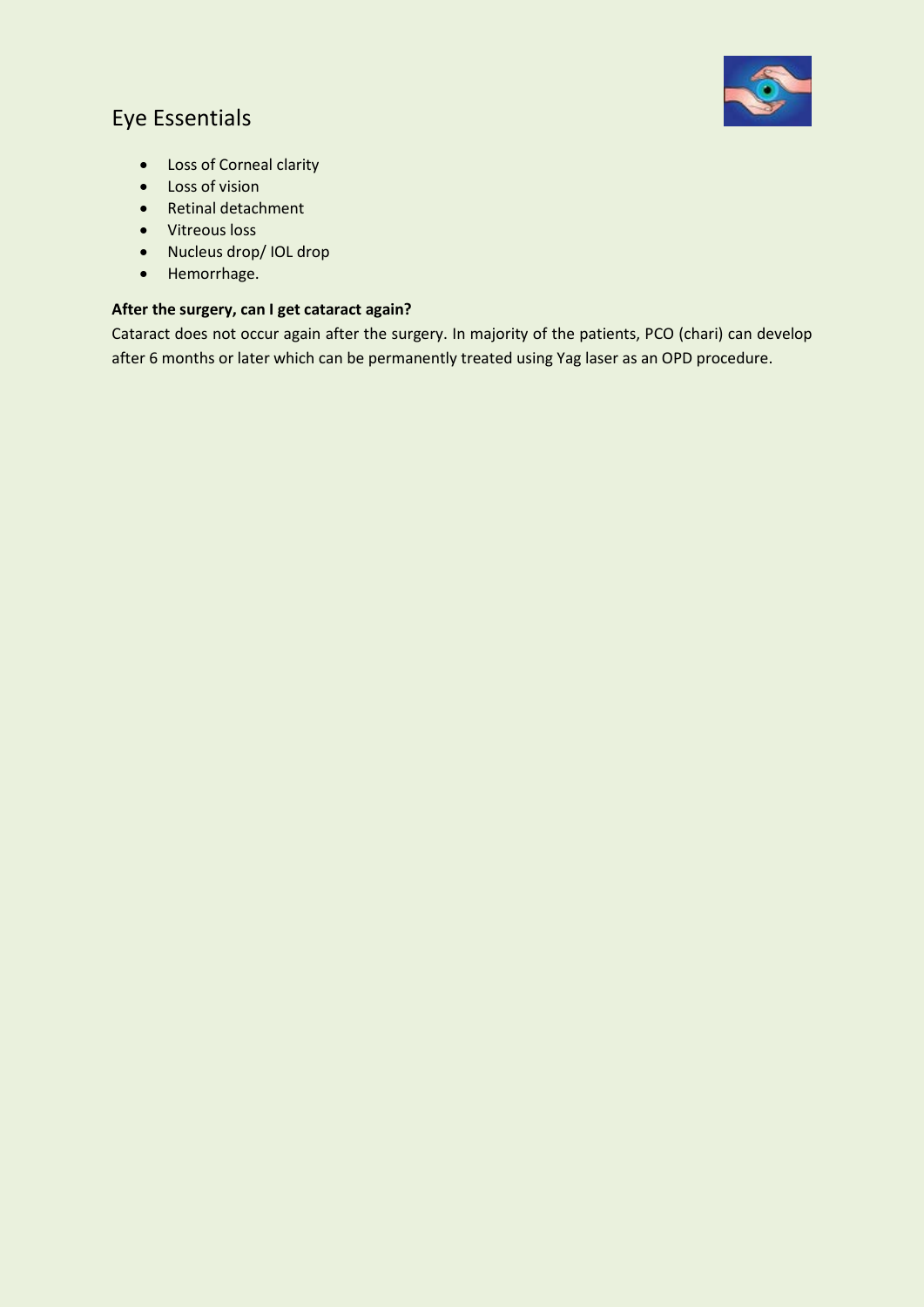- Loss of Corneal clarity
- Loss of vision
- Retinal detachment
- Vitreous loss
- Nucleus drop/ IOL drop
- Hemorrhage.

**After the surgery, can I get cataract again?**

Cataract does not occur again after the surgery. In majority of the patients, PCO (chari) can develop after 6 months or later which can be permanently treated using Yag laser as an OPD procedure.